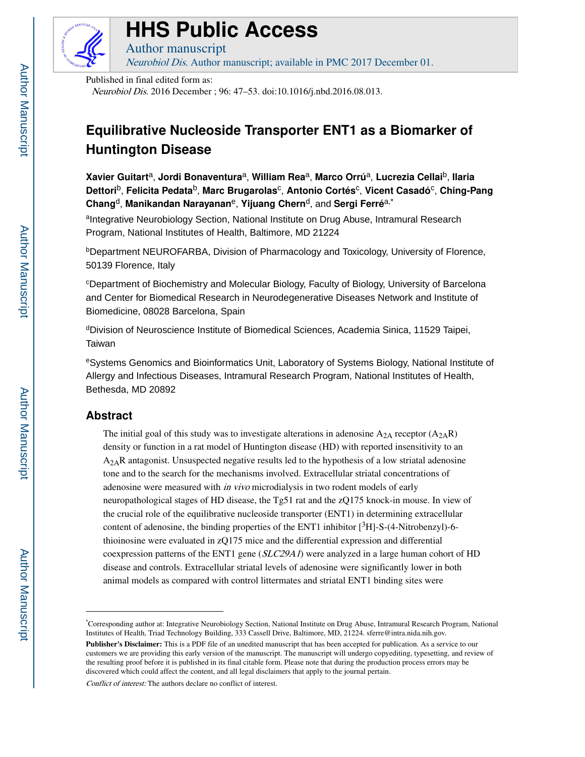# HHS Public Access

Author manuscript

*Neurobiol Dis*. Author manuscript; available in PMC 2017 December 01.

Published in final edited form as:

*Neurobiol Dis*. 2016 December ; 96: 47–53. doi:10.1016/j.nbd.2016.08.013.

# Equilibrative Nucleoside Transporter ENT1 as a Biomarker of Huntington Disease

**Xavier Guitart**[a], **Jordi Bonaventura**[a], **William Rea**[a], **Marco Orrú**[a], **Lucrezia Cellai**[b], **Ilaria Dettori**[b], **Felicita Pedata**[b], **Marc Brugarolas**[c], **Antonio Cortés**[c], **Vicent Casadó**[c], **Ching-Pang Chang**[d], **Manikandan Narayanan**[e], **Yijuang Chern**[d], and **Sergi Ferré**[a,*]

[a]Integrative Neurobiology Section, National Institute on Drug Abuse, Intramural Research Program, National Institutes of Health, Baltimore, MD 21224

[b]Department NEUROFARBA, Division of Pharmacology and Toxicology, University of Florence, 50139 Florence, Italy

[c]Department of Biochemistry and Molecular Biology, Faculty of Biology, University of Barcelona and Center for Biomedical Research in Neurodegenerative Diseases Network and Institute of Biomedicine, 08028 Barcelona, Spain

[d]Division of Neuroscience Institute of Biomedical Sciences, Academia Sinica, 11529 Taipei, Taiwan

[e]Systems Genomics and Bioinformatics Unit, Laboratory of Systems Biology, National Institute of Allergy and Infectious Diseases, Intramural Research Program, National Institutes of Health, Bethesda, MD 20892

## Abstract

The initial goal of this study was to investigate alterations in adenosine $A_{2A}$ receptor ($A_{2A}R$) density or function in a rat model of Huntington disease (HD) with reported insensitivity to an $A_{2A}R$ antagonist. Unsuspected negative results led to the hypothesis of a low striatal adenosine tone and to the search for the mechanisms involved. Extracellular striatal concentrations of adenosine were measured with *in vivo* microdialysis in two rodent models of early neuropathological stages of HD disease, the Tg51 rat and the zQ175 knock-in mouse. In view of the crucial role of the equilibrative nucleoside transporter (ENT1) in determining extracellular content of adenosine, the binding properties of the ENT1 inhibitor [$^3$H]-S-(4-Nitrobenzyl)-6-thioinosine were evaluated in zQ175 mice and the differential expression and differential coexpression patterns of the ENT1 gene (*SLC29A1*) were analyzed in a large human cohort of HD disease and controls. Extracellular striatal levels of adenosine were significantly lower in both animal models as compared with control littermates and striatal ENT1 binding sites were

---

*Corresponding author at: Integrative Neurobiology Section, National Institute on Drug Abuse, Intramural Research Program, National Institutes of Health, Triad Technology Building, 333 Cassell Drive, Baltimore, MD, 21224. sferre@intra.nida.nih.gov.

**Publisher's Disclaimer:** This is a PDF file of an unedited manuscript that has been accepted for publication. As a service to our customers we are providing this early version of the manuscript. The manuscript will undergo copyediting, typesetting, and review of the resulting proof before it is published in its final citable form. Please note that during the production process errors may be discovered which could affect the content, and all legal disclaimers that apply to the journal pertain.

*Conflict of interest:* The authors declare no conflict of interest.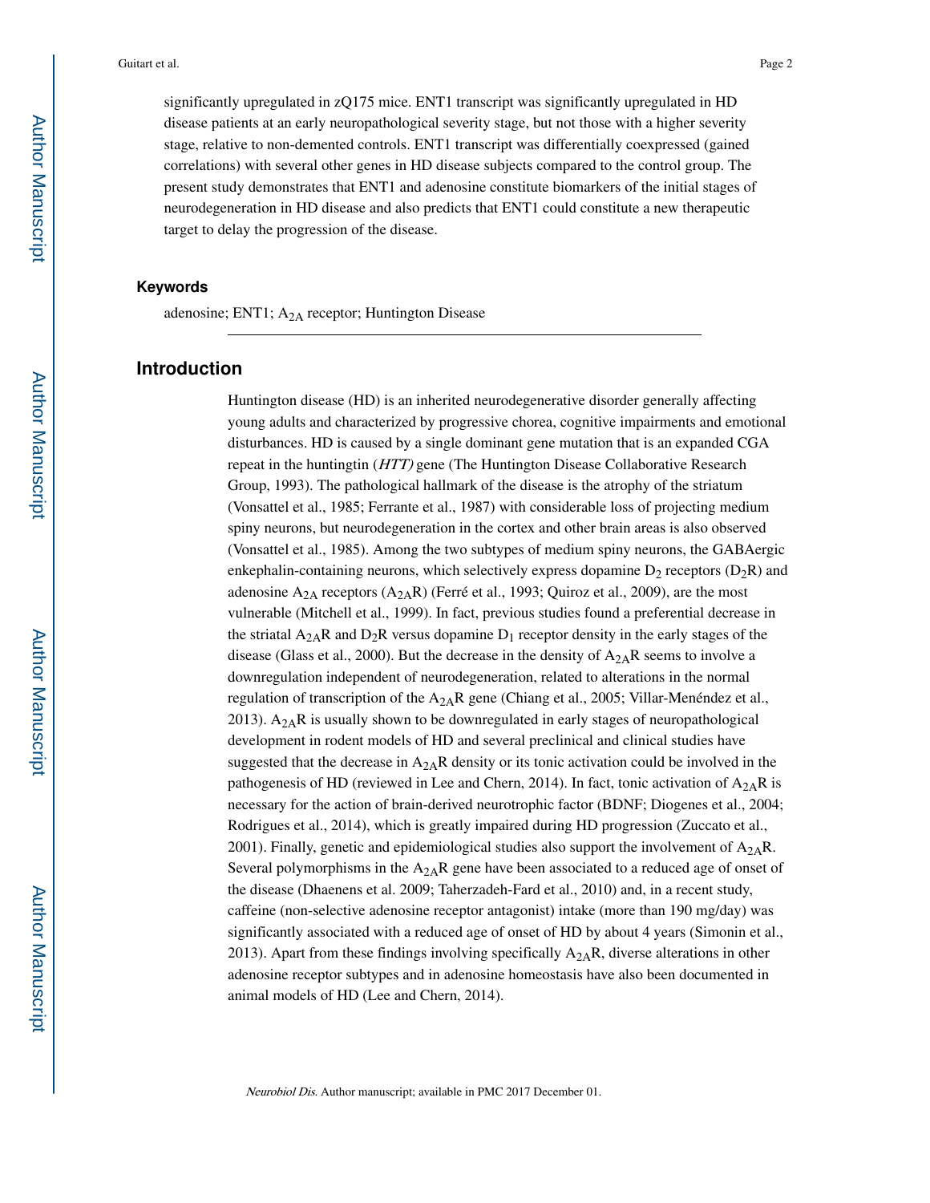significantly upregulated in zQ175 mice. ENT1 transcript was significantly upregulated in HD disease patients at an early neuropathological severity stage, but not those with a higher severity stage, relative to non-demented controls. ENT1 transcript was differentially coexpressed (gained correlations) with several other genes in HD disease subjects compared to the control group. The present study demonstrates that ENT1 and adenosine constitute biomarkers of the initial stages of neurodegeneration in HD disease and also predicts that ENT1 could constitute a new therapeutic target to delay the progression of the disease.

### Keywords

adenosine; ENT1; $A_{2A}$ receptor; Huntington Disease

## Introduction

Huntington disease (HD) is an inherited neurodegenerative disorder generally affecting young adults and characterized by progressive chorea, cognitive impairments and emotional disturbances. HD is caused by a single dominant gene mutation that is an expanded CGA repeat in the huntingtin (*HTT)* gene (The Huntington Disease Collaborative Research Group, 1993). The pathological hallmark of the disease is the atrophy of the striatum (Vonsattel et al., 1985; Ferrante et al., 1987) with considerable loss of projecting medium spiny neurons, but neurodegeneration in the cortex and other brain areas is also observed (Vonsattel et al., 1985). Among the two subtypes of medium spiny neurons, the GABAergic enkephalin-containing neurons, which selectively express dopamine $D_2$ receptors ($D_2R$) and adenosine $A_{2A}$ receptors ($A_{2A}R$) (Ferré et al., 1993; Quiroz et al., 2009), are the most vulnerable (Mitchell et al., 1999). In fact, previous studies found a preferential decrease in the striatal $A_{2A}R$ and $D_2R$ versus dopamine $D_1$ receptor density in the early stages of the disease (Glass et al., 2000). But the decrease in the density of $A_{2A}R$ seems to involve a downregulation independent of neurodegeneration, related to alterations in the normal regulation of transcription of the $A_{2A}R$ gene (Chiang et al., 2005; Villar-Menéndez et al., 2013). $A_{2A}R$ is usually shown to be downregulated in early stages of neuropathological development in rodent models of HD and several preclinical and clinical studies have suggested that the decrease in $A_{2A}R$ density or its tonic activation could be involved in the pathogenesis of HD (reviewed in Lee and Chern, 2014). In fact, tonic activation of $A_{2A}R$ is necessary for the action of brain-derived neurotrophic factor (BDNF; Diogenes et al., 2004; Rodrigues et al., 2014), which is greatly impaired during HD progression (Zuccato et al., 2001). Finally, genetic and epidemiological studies also support the involvement of $A_{2A}R$. Several polymorphisms in the $A_{2A}R$ gene have been associated to a reduced age of onset of the disease (Dhaenens et al. 2009; Taherzadeh-Fard et al., 2010) and, in a recent study, caffeine (non-selective adenosine receptor antagonist) intake (more than 190 mg/day) was significantly associated with a reduced age of onset of HD by about 4 years (Simonin et al., 2013). Apart from these findings involving specifically $A_{2A}R$, diverse alterations in other adenosine receptor subtypes and in adenosine homeostasis have also been documented in animal models of HD (Lee and Chern, 2014).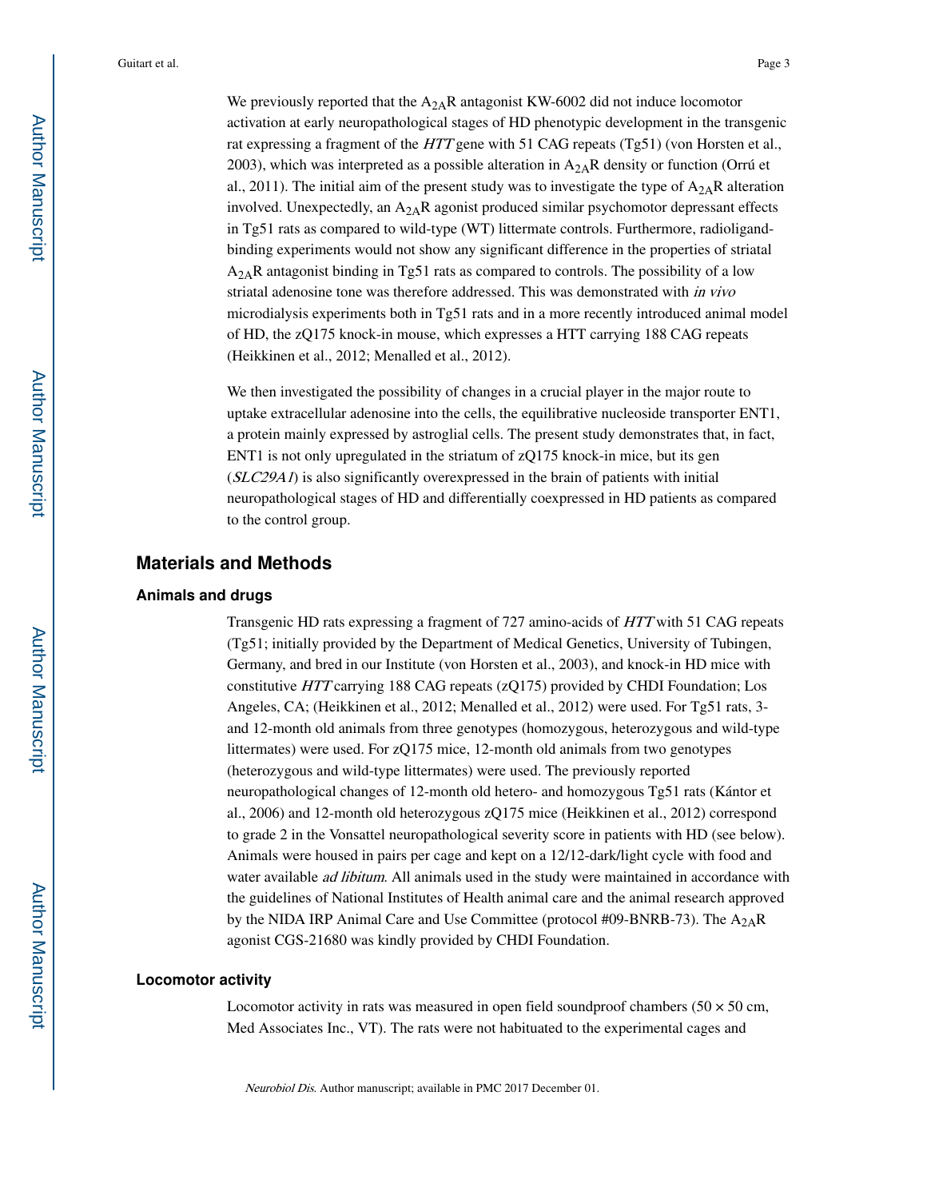We previously reported that the $A_{2A}$R antagonist KW-6002 did not induce locomotor activation at early neuropathological stages of HD phenotypic development in the transgenic rat expressing a fragment of the *HTT* gene with 51 CAG repeats (Tg51) (von Horsten et al., 2003), which was interpreted as a possible alteration in $A_{2A}$R density or function (Orrú et al., 2011). The initial aim of the present study was to investigate the type of $A_{2A}$R alteration involved. Unexpectedly, an $A_{2A}$R agonist produced similar psychomotor depressant effects in Tg51 rats as compared to wild-type (WT) littermate controls. Furthermore, radioligand-binding experiments would not show any significant difference in the properties of striatal $A_{2A}$R antagonist binding in Tg51 rats as compared to controls. The possibility of a low striatal adenosine tone was therefore addressed. This was demonstrated with *in vivo* microdialysis experiments both in Tg51 rats and in a more recently introduced animal model of HD, the zQ175 knock-in mouse, which expresses a HTT carrying 188 CAG repeats (Heikkinen et al., 2012; Menalled et al., 2012).

We then investigated the possibility of changes in a crucial player in the major route to uptake extracellular adenosine into the cells, the equilibrative nucleoside transporter ENT1, a protein mainly expressed by astroglial cells. The present study demonstrates that, in fact, ENT1 is not only upregulated in the striatum of zQ175 knock-in mice, but its gen (*SLC29A1*) is also significantly overexpressed in the brain of patients with initial neuropathological stages of HD and differentially coexpressed in HD patients as compared to the control group.

## Materials and Methods

### Animals and drugs

Transgenic HD rats expressing a fragment of 727 amino-acids of *HTT* with 51 CAG repeats (Tg51; initially provided by the Department of Medical Genetics, University of Tubingen, Germany, and bred in our Institute (von Horsten et al., 2003), and knock-in HD mice with constitutive *HTT* carrying 188 CAG repeats (zQ175) provided by CHDI Foundation; Los Angeles, CA; (Heikkinen et al., 2012; Menalled et al., 2012) were used. For Tg51 rats, 3- and 12-month old animals from three genotypes (homozygous, heterozygous and wild-type littermates) were used. For zQ175 mice, 12-month old animals from two genotypes (heterozygous and wild-type littermates) were used. The previously reported neuropathological changes of 12-month old hetero- and homozygous Tg51 rats (Kántor et al., 2006) and 12-month old heterozygous zQ175 mice (Heikkinen et al., 2012) correspond to grade 2 in the Vonsattel neuropathological severity score in patients with HD (see below). Animals were housed in pairs per cage and kept on a 12/12-dark/light cycle with food and water available *ad libitum*. All animals used in the study were maintained in accordance with the guidelines of National Institutes of Health animal care and the animal research approved by the NIDA IRP Animal Care and Use Committee (protocol #09-BNRB-73). The $A_{2A}$R agonist CGS-21680 was kindly provided by CHDI Foundation.

### Locomotor activity

Locomotor activity in rats was measured in open field soundproof chambers (50 × 50 cm, Med Associates Inc., VT). The rats were not habituated to the experimental cages and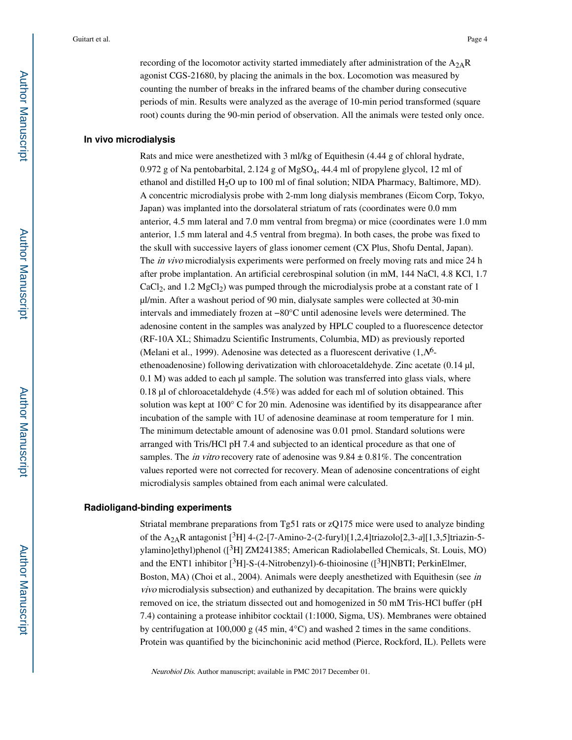recording of the locomotor activity started immediately after administration of the $A_{2A}R$ agonist CGS-21680, by placing the animals in the box. Locomotion was measured by counting the number of breaks in the infrared beams of the chamber during consecutive periods of min. Results were analyzed as the average of 10-min period transformed (square root) counts during the 90-min period of observation. All the animals were tested only once.

## In vivo microdialysis

Rats and mice were anesthetized with 3 ml/kg of Equithesin (4.44 g of chloral hydrate, 0.972 g of Na pentobarbital, 2.124 g of $MgSO_4$, 44.4 ml of propylene glycol, 12 ml of ethanol and distilled $H_2O$ up to 100 ml of final solution; NIDA Pharmacy, Baltimore, MD). A concentric microdialysis probe with 2-mm long dialysis membranes (Eicom Corp, Tokyo, Japan) was implanted into the dorsolateral striatum of rats (coordinates were 0.0 mm anterior, 4.5 mm lateral and 7.0 mm ventral from bregma) or mice (coordinates were 1.0 mm anterior, 1.5 mm lateral and 4.5 ventral from bregma). In both cases, the probe was fixed to the skull with successive layers of glass ionomer cement (CX Plus, Shofu Dental, Japan). The *in vivo* microdialysis experiments were performed on freely moving rats and mice 24 h after probe implantation. An artificial cerebrospinal solution (in mM, 144 NaCl, 4.8 KCl, 1.7 $CaCl_2$, and 1.2 $MgCl_2$) was pumped through the microdialysis probe at a constant rate of 1 μl/min. After a washout period of 90 min, dialysate samples were collected at 30-min intervals and immediately frozen at −80°C until adenosine levels were determined. The adenosine content in the samples was analyzed by HPLC coupled to a fluorescence detector (RF-10A XL; Shimadzu Scientific Instruments, Columbia, MD) as previously reported (Melani et al., 1999). Adenosine was detected as a fluorescent derivative (1,$N^6$-ethenoadenosine) following derivatization with chloroacetaldehyde. Zinc acetate (0.14 μl, 0.1 M) was added to each μl sample. The solution was transferred into glass vials, where 0.18 μl of chloroacetaldehyde (4.5%) was added for each ml of solution obtained. This solution was kept at 100° C for 20 min. Adenosine was identified by its disappearance after incubation of the sample with 1U of adenosine deaminase at room temperature for 1 min. The minimum detectable amount of adenosine was 0.01 pmol. Standard solutions were arranged with Tris/HCl pH 7.4 and subjected to an identical procedure as that one of samples. The *in vitro* recovery rate of adenosine was 9.84 ± 0.81%. The concentration values reported were not corrected for recovery. Mean of adenosine concentrations of eight microdialysis samples obtained from each animal were calculated.

## Radioligand-binding experiments

Striatal membrane preparations from Tg51 rats or zQ175 mice were used to analyze binding of the $A_{2A}R$ antagonist [$^3$H] 4-(2-[7-Amino-2-(2-furyl)[1,2,4]triazolo[2,3-*a*][1,3,5]triazin-5-ylamino]ethyl)phenol ([$^3$H] ZM241385; American Radiolabelled Chemicals, St. Louis, MO) and the ENT1 inhibitor [$^3$H]-S-(4-Nitrobenzyl)-6-thioinosine ([$^3$H]NBTI; PerkinElmer, Boston, MA) (Choi et al., 2004). Animals were deeply anesthetized with Equithesin (see *in vivo* microdialysis subsection) and euthanized by decapitation. The brains were quickly removed on ice, the striatum dissected out and homogenized in 50 mM Tris-HCl buffer (pH 7.4) containing a protease inhibitor cocktail (1:1000, Sigma, US). Membranes were obtained by centrifugation at 100,000 g (45 min, 4°C) and washed 2 times in the same conditions. Protein was quantified by the bicinchoninic acid method (Pierce, Rockford, IL). Pellets were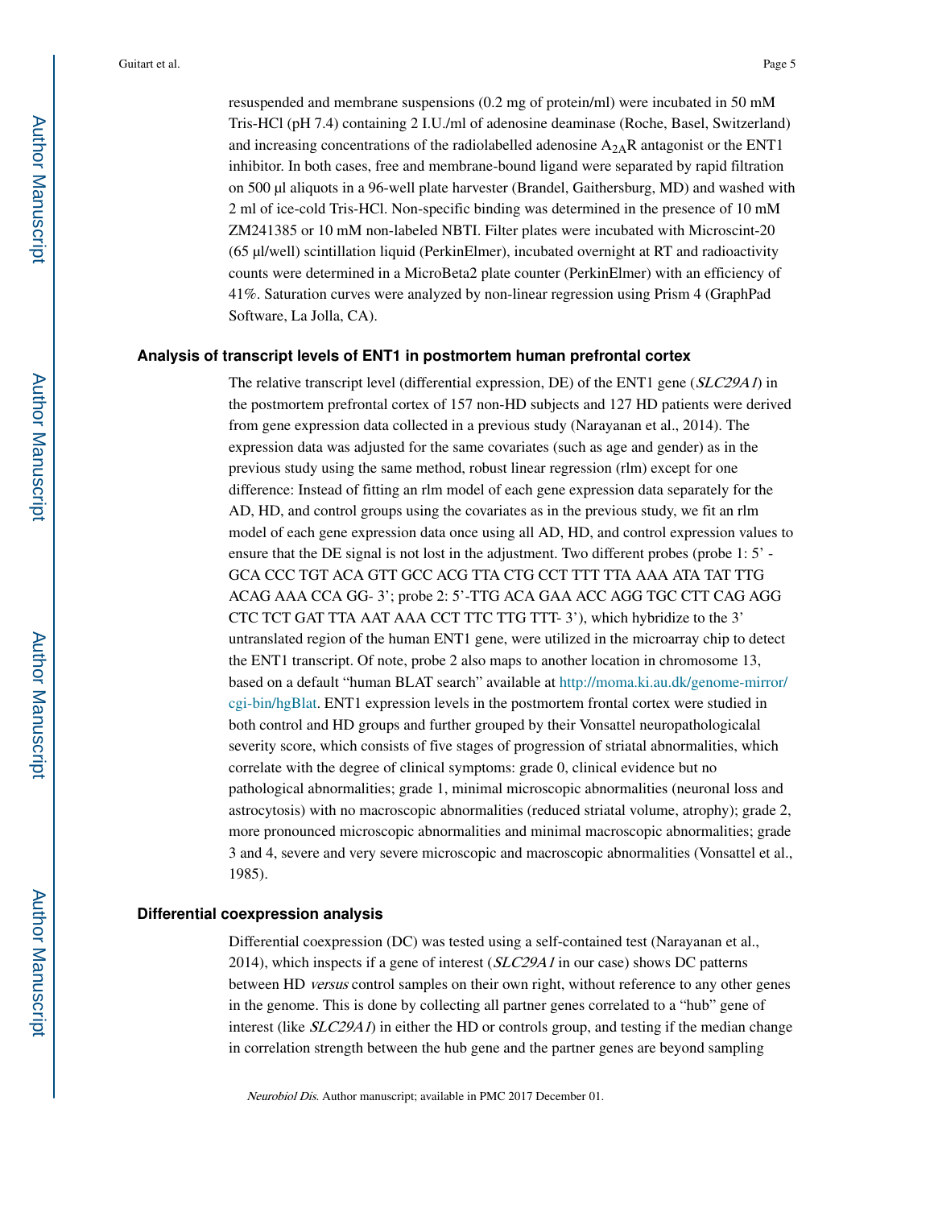resuspended and membrane suspensions (0.2 mg of protein/ml) were incubated in 50 mM Tris-HCl (pH 7.4) containing 2 I.U./ml of adenosine deaminase (Roche, Basel, Switzerland) and increasing concentrations of the radiolabelled adenosine $A_{2A}R$ antagonist or the ENT1 inhibitor. In both cases, free and membrane-bound ligand were separated by rapid filtration on 500 µl aliquots in a 96-well plate harvester (Brandel, Gaithersburg, MD) and washed with 2 ml of ice-cold Tris-HCl. Non-specific binding was determined in the presence of 10 mM ZM241385 or 10 mM non-labeled NBTI. Filter plates were incubated with Microscint-20 (65 µl/well) scintillation liquid (PerkinElmer), incubated overnight at RT and radioactivity counts were determined in a MicroBeta2 plate counter (PerkinElmer) with an efficiency of 41%. Saturation curves were analyzed by non-linear regression using Prism 4 (GraphPad Software, La Jolla, CA).

## Analysis of transcript levels of ENT1 in postmortem human prefrontal cortex

The relative transcript level (differential expression, DE) of the ENT1 gene (*SLC29A1*) in the postmortem prefrontal cortex of 157 non-HD subjects and 127 HD patients were derived from gene expression data collected in a previous study (Narayanan et al., 2014). The expression data was adjusted for the same covariates (such as age and gender) as in the previous study using the same method, robust linear regression (rlm) except for one difference: Instead of fitting an rlm model of each gene expression data separately for the AD, HD, and control groups using the covariates as in the previous study, we fit an rlm model of each gene expression data once using all AD, HD, and control expression values to ensure that the DE signal is not lost in the adjustment. Two different probes (probe 1: 5' - GCA CCC TGT ACA GTT GCC ACG TTA CTG CCT TTT TTA AAA ATA TAT TTG ACAG AAA CCA GG- 3'; probe 2: 5'-TTG ACA GAA ACC AGG TGC CTT CAG AGG CTC TCT GAT TTA AAT AAA CCT TTC TTG TTT- 3'), which hybridize to the 3' untranslated region of the human ENT1 gene, were utilized in the microarray chip to detect the ENT1 transcript. Of note, probe 2 also maps to another location in chromosome 13, based on a default "human BLAT search" available at http://moma.ki.au.dk/genome-mirror/cgi-bin/hgBlat. ENT1 expression levels in the postmortem frontal cortex were studied in both control and HD groups and further grouped by their Vonsattel neuropathologicalal severity score, which consists of five stages of progression of striatal abnormalities, which correlate with the degree of clinical symptoms: grade 0, clinical evidence but no pathological abnormalities; grade 1, minimal microscopic abnormalities (neuronal loss and astrocytosis) with no macroscopic abnormalities (reduced striatal volume, atrophy); grade 2, more pronounced microscopic abnormalities and minimal macroscopic abnormalities; grade 3 and 4, severe and very severe microscopic and macroscopic abnormalities (Vonsattel et al., 1985).

## Differential coexpression analysis

Differential coexpression (DC) was tested using a self-contained test (Narayanan et al., 2014), which inspects if a gene of interest (*SLC29A1* in our case) shows DC patterns between HD *versus* control samples on their own right, without reference to any other genes in the genome. This is done by collecting all partner genes correlated to a "hub" gene of interest (like *SLC29A1*) in either the HD or controls group, and testing if the median change in correlation strength between the hub gene and the partner genes are beyond sampling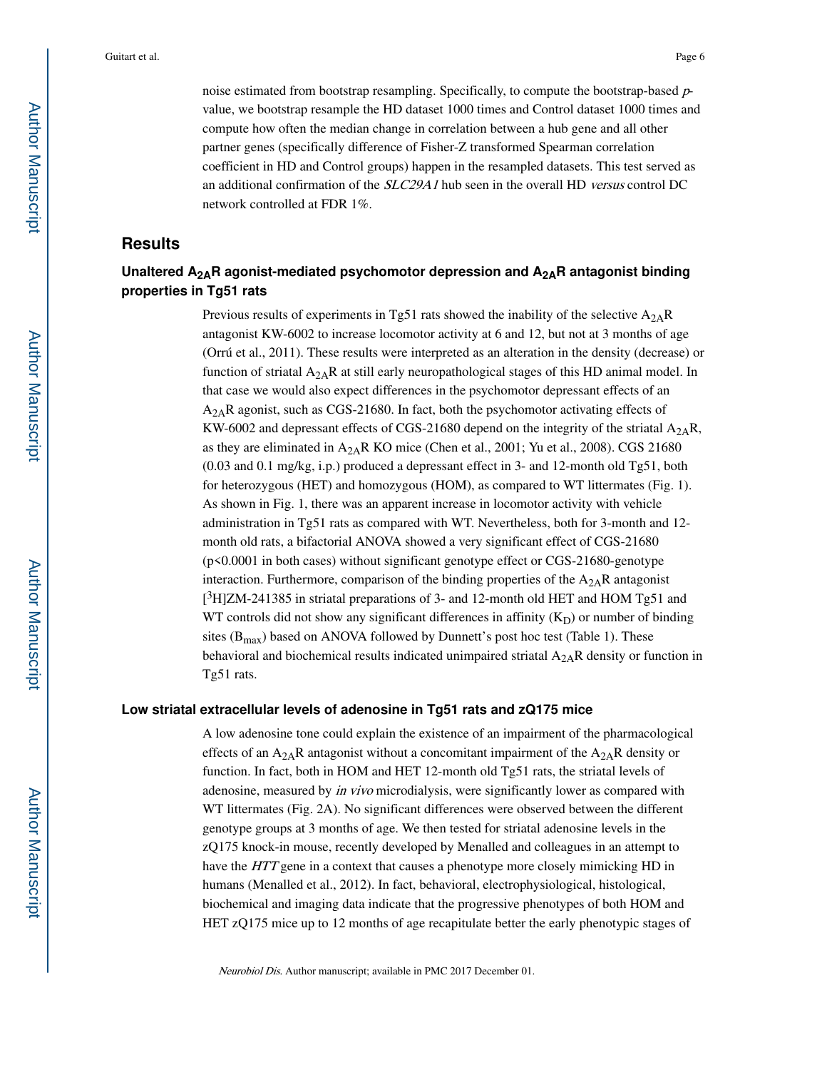noise estimated from bootstrap resampling. Specifically, to compute the bootstrap-based *p*-value, we bootstrap resample the HD dataset 1000 times and Control dataset 1000 times and compute how often the median change in correlation between a hub gene and all other partner genes (specifically difference of Fisher-Z transformed Spearman correlation coefficient in HD and Control groups) happen in the resampled datasets. This test served as an additional confirmation of the *SLC29A1* hub seen in the overall HD *versus* control DC network controlled at FDR 1%.

## Results

### Unaltered $A_{2A}R$ agonist-mediated psychomotor depression and $A_{2A}R$ antagonist binding properties in Tg51 rats

Previous results of experiments in Tg51 rats showed the inability of the selective $A_{2A}R$ antagonist KW-6002 to increase locomotor activity at 6 and 12, but not at 3 months of age (Orrú et al., 2011). These results were interpreted as an alteration in the density (decrease) or function of striatal $A_{2A}R$ at still early neuropathological stages of this HD animal model. In that case we would also expect differences in the psychomotor depressant effects of an $A_{2A}R$ agonist, such as CGS-21680. In fact, both the psychomotor activating effects of KW-6002 and depressant effects of CGS-21680 depend on the integrity of the striatal $A_{2A}R$, as they are eliminated in $A_{2A}R$ KO mice (Chen et al., 2001; Yu et al., 2008). CGS 21680 (0.03 and 0.1 mg/kg, i.p.) produced a depressant effect in 3- and 12-month old Tg51, both for heterozygous (HET) and homozygous (HOM), as compared to WT littermates (Fig. 1). As shown in Fig. 1, there was an apparent increase in locomotor activity with vehicle administration in Tg51 rats as compared with WT. Nevertheless, both for 3-month and 12-month old rats, a bifactorial ANOVA showed a very significant effect of CGS-21680 ($p<0.0001$ in both cases) without significant genotype effect or CGS-21680-genotype interaction. Furthermore, comparison of the binding properties of the $A_{2A}R$ antagonist [$^3$H]ZM-241385 in striatal preparations of 3- and 12-month old HET and HOM Tg51 and WT controls did not show any significant differences in affinity ($K_D$) or number of binding sites ($B_{max}$) based on ANOVA followed by Dunnett's post hoc test (Table 1). These behavioral and biochemical results indicated unimpaired striatal $A_{2A}R$ density or function in Tg51 rats.

### Low striatal extracellular levels of adenosine in Tg51 rats and zQ175 mice

A low adenosine tone could explain the existence of an impairment of the pharmacological effects of an $A_{2A}R$ antagonist without a concomitant impairment of the $A_{2A}R$ density or function. In fact, both in HOM and HET 12-month old Tg51 rats, the striatal levels of adenosine, measured by *in vivo* microdialysis, were significantly lower as compared with WT littermates (Fig. 2A). No significant differences were observed between the different genotype groups at 3 months of age. We then tested for striatal adenosine levels in the zQ175 knock-in mouse, recently developed by Menalled and colleagues in an attempt to have the *HTT* gene in a context that causes a phenotype more closely mimicking HD in humans (Menalled et al., 2012). In fact, behavioral, electrophysiological, histological, biochemical and imaging data indicate that the progressive phenotypes of both HOM and HET zQ175 mice up to 12 months of age recapitulate better the early phenotypic stages of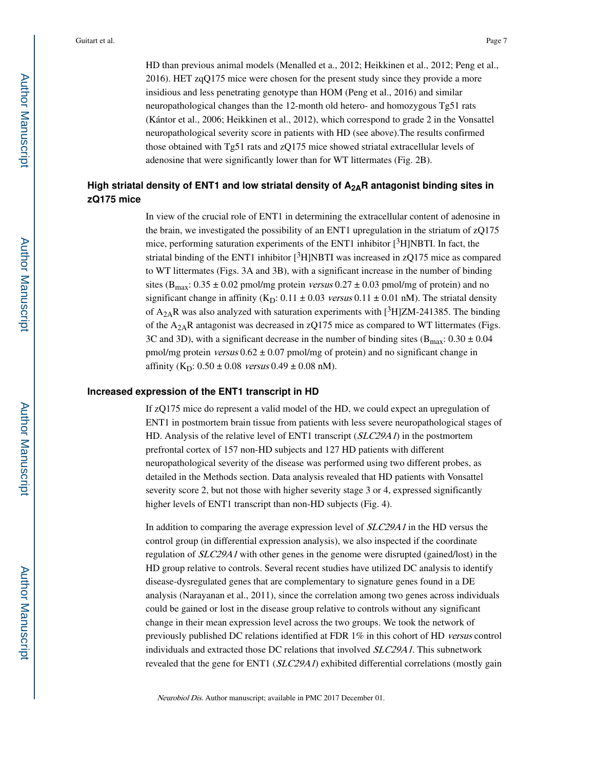HD than previous animal models (Menalled et a., 2012; Heikkinen et al., 2012; Peng et al., 2016). HET zqQ175 mice were chosen for the present study since they provide a more insidious and less penetrating genotype than HOM (Peng et al., 2016) and similar neuropathological changes than the 12-month old hetero- and homozygous Tg51 rats (Kántor et al., 2006; Heikkinen et al., 2012), which correspond to grade 2 in the Vonsattel neuropathological severity score in patients with HD (see above).The results confirmed those obtained with Tg51 rats and zQ175 mice showed striatal extracellular levels of adenosine that were significantly lower than for WT littermates (Fig. 2B).

## High striatal density of ENT1 and low striatal density of $A_{2A}$R antagonist binding sites in zQ175 mice

In view of the crucial role of ENT1 in determining the extracellular content of adenosine in the brain, we investigated the possibility of an ENT1 upregulation in the striatum of zQ175 mice, performing saturation experiments of the ENT1 inhibitor [$^3$H]NBTI. In fact, the striatal binding of the ENT1 inhibitor [$^3$H]NBTI was increased in zQ175 mice as compared to WT littermates (Figs. 3A and 3B), with a significant increase in the number of binding sites ($B_{max}$: 0.35 ± 0.02 pmol/mg protein *versus* 0.27 ± 0.03 pmol/mg of protein) and no significant change in affinity ($K_D$: 0.11 ± 0.03 *versus* 0.11 ± 0.01 nM). The striatal density of $A_{2A}$R was also analyzed with saturation experiments with [$^3$H]ZM-241385. The binding of the $A_{2A}$R antagonist was decreased in zQ175 mice as compared to WT littermates (Figs. 3C and 3D), with a significant decrease in the number of binding sites ($B_{max}$: 0.30 ± 0.04 pmol/mg protein *versus* 0.62 ± 0.07 pmol/mg of protein) and no significant change in affinity ($K_D$: 0.50 ± 0.08 *versus* 0.49 ± 0.08 nM).

## Increased expression of the ENT1 transcript in HD

If zQ175 mice do represent a valid model of the HD, we could expect an upregulation of ENT1 in postmortem brain tissue from patients with less severe neuropathological stages of HD. Analysis of the relative level of ENT1 transcript (*SLC29A1*) in the postmortem prefrontal cortex of 157 non-HD subjects and 127 HD patients with different neuropathological severity of the disease was performed using two different probes, as detailed in the Methods section. Data analysis revealed that HD patients with Vonsattel severity score 2, but not those with higher severity stage 3 or 4, expressed significantly higher levels of ENT1 transcript than non-HD subjects (Fig. 4).

In addition to comparing the average expression level of *SLC29A1* in the HD versus the control group (in differential expression analysis), we also inspected if the coordinate regulation of *SLC29A1* with other genes in the genome were disrupted (gained/lost) in the HD group relative to controls. Several recent studies have utilized DC analysis to identify disease-dysregulated genes that are complementary to signature genes found in a DE analysis (Narayanan et al., 2011), since the correlation among two genes across individuals could be gained or lost in the disease group relative to controls without any significant change in their mean expression level across the two groups. We took the network of previously published DC relations identified at FDR 1% in this cohort of HD *versus* control individuals and extracted those DC relations that involved *SLC29A1*. This subnetwork revealed that the gene for ENT1 (*SLC29A1*) exhibited differential correlations (mostly gain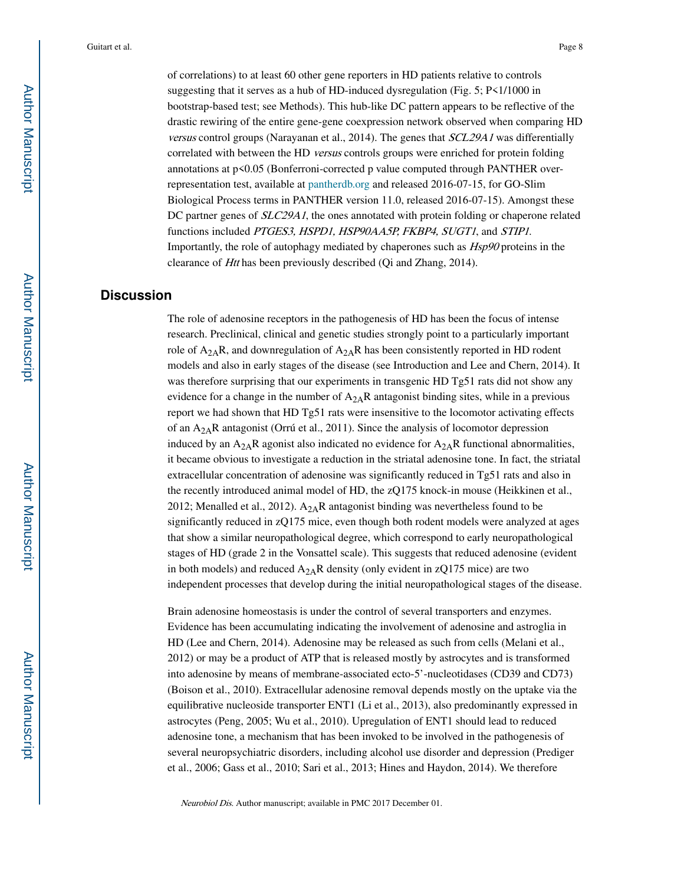of correlations) to at least 60 other gene reporters in HD patients relative to controls suggesting that it serves as a hub of HD-induced dysregulation (Fig. 5; P<1/1000 in bootstrap-based test; see Methods). This hub-like DC pattern appears to be reflective of the drastic rewiring of the entire gene-gene coexpression network observed when comparing HD *versus* control groups (Narayanan et al., 2014). The genes that *SCL29A1* was differentially correlated with between the HD *versus* controls groups were enriched for protein folding annotations at $p<0.05$ (Bonferroni-corrected p value computed through PANTHER over-representation test, available at pantherdb.org and released 2016-07-15, for GO-Slim Biological Process terms in PANTHER version 11.0, released 2016-07-15). Amongst these DC partner genes of *SLC29A1*, the ones annotated with protein folding or chaperone related functions included *PTGES3, HSPD1, HSP90AA5P, FKBP4, SUGT1*, and *STIP1*. Importantly, the role of autophagy mediated by chaperones such as *Hsp90* proteins in the clearance of *Htt* has been previously described (Qi and Zhang, 2014).

## Discussion

The role of adenosine receptors in the pathogenesis of HD has been the focus of intense research. Preclinical, clinical and genetic studies strongly point to a particularly important role of $A_{2A}R$, and downregulation of $A_{2A}R$ has been consistently reported in HD rodent models and also in early stages of the disease (see Introduction and Lee and Chern, 2014). It was therefore surprising that our experiments in transgenic HD Tg51 rats did not show any evidence for a change in the number of $A_{2A}R$ antagonist binding sites, while in a previous report we had shown that HD Tg51 rats were insensitive to the locomotor activating effects of an $A_{2A}R$ antagonist (Orrú et al., 2011). Since the analysis of locomotor depression induced by an $A_{2A}R$ agonist also indicated no evidence for $A_{2A}R$ functional abnormalities, it became obvious to investigate a reduction in the striatal adenosine tone. In fact, the striatal extracellular concentration of adenosine was significantly reduced in Tg51 rats and also in the recently introduced animal model of HD, the zQ175 knock-in mouse (Heikkinen et al., 2012; Menalled et al., 2012). $A_{2A}R$ antagonist binding was nevertheless found to be significantly reduced in zQ175 mice, even though both rodent models were analyzed at ages that show a similar neuropathological degree, which correspond to early neuropathological stages of HD (grade 2 in the Vonsattel scale). This suggests that reduced adenosine (evident in both models) and reduced $A_{2A}R$ density (only evident in zQ175 mice) are two independent processes that develop during the initial neuropathological stages of the disease.

Brain adenosine homeostasis is under the control of several transporters and enzymes. Evidence has been accumulating indicating the involvement of adenosine and astroglia in HD (Lee and Chern, 2014). Adenosine may be released as such from cells (Melani et al., 2012) or may be a product of ATP that is released mostly by astrocytes and is transformed into adenosine by means of membrane-associated ecto-5'-nucleotidases (CD39 and CD73) (Boison et al., 2010). Extracellular adenosine removal depends mostly on the uptake via the equilibrative nucleoside transporter ENT1 (Li et al., 2013), also predominantly expressed in astrocytes (Peng, 2005; Wu et al., 2010). Upregulation of ENT1 should lead to reduced adenosine tone, a mechanism that has been invoked to be involved in the pathogenesis of several neuropsychiatric disorders, including alcohol use disorder and depression (Prediger et al., 2006; Gass et al., 2010; Sari et al., 2013; Hines and Haydon, 2014). We therefore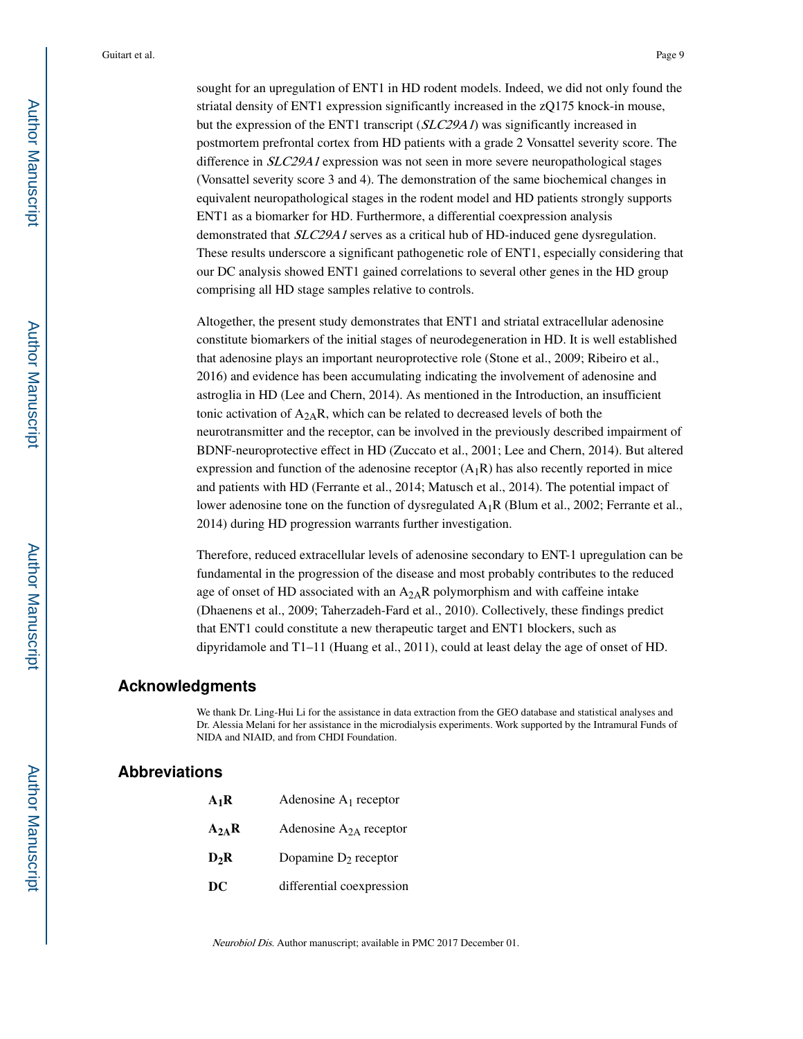sought for an upregulation of ENT1 in HD rodent models. Indeed, we did not only found the striatal density of ENT1 expression significantly increased in the zQ175 knock-in mouse, but the expression of the ENT1 transcript (*SLC29A1*) was significantly increased in postmortem prefrontal cortex from HD patients with a grade 2 Vonsattel severity score. The difference in *SLC29A1* expression was not seen in more severe neuropathological stages (Vonsattel severity score 3 and 4). The demonstration of the same biochemical changes in equivalent neuropathological stages in the rodent model and HD patients strongly supports ENT1 as a biomarker for HD. Furthermore, a differential coexpression analysis demonstrated that *SLC29A1* serves as a critical hub of HD-induced gene dysregulation. These results underscore a significant pathogenetic role of ENT1, especially considering that our DC analysis showed ENT1 gained correlations to several other genes in the HD group comprising all HD stage samples relative to controls.

Altogether, the present study demonstrates that ENT1 and striatal extracellular adenosine constitute biomarkers of the initial stages of neurodegeneration in HD. It is well established that adenosine plays an important neuroprotective role (Stone et al., 2009; Ribeiro et al., 2016) and evidence has been accumulating indicating the involvement of adenosine and astroglia in HD (Lee and Chern, 2014). As mentioned in the Introduction, an insufficient tonic activation of $A_{2A}R$, which can be related to decreased levels of both the neurotransmitter and the receptor, can be involved in the previously described impairment of BDNF-neuroprotective effect in HD (Zuccato et al., 2001; Lee and Chern, 2014). But altered expression and function of the adenosine receptor ($A_1R$) has also recently reported in mice and patients with HD (Ferrante et al., 2014; Matusch et al., 2014). The potential impact of lower adenosine tone on the function of dysregulated $A_1R$ (Blum et al., 2002; Ferrante et al., 2014) during HD progression warrants further investigation.

Therefore, reduced extracellular levels of adenosine secondary to ENT-1 upregulation can be fundamental in the progression of the disease and most probably contributes to the reduced age of onset of HD associated with an $A_{2A}R$ polymorphism and with caffeine intake (Dhaenens et al., 2009; Taherzadeh-Fard et al., 2010). Collectively, these findings predict that ENT1 could constitute a new therapeutic target and ENT1 blockers, such as dipyridamole and T1–11 (Huang et al., 2011), could at least delay the age of onset of HD.

## Acknowledgments

We thank Dr. Ling-Hui Li for the assistance in data extraction from the GEO database and statistical analyses and Dr. Alessia Melani for her assistance in the microdialysis experiments. Work supported by the Intramural Funds of NIDA and NIAID, and from CHDI Foundation.

## Abbreviations

| | |
|---|---|
| **$A_1R$** | Adenosine $A_1$ receptor |
| **$A_{2A}R$** | Adenosine $A_{2A}$ receptor |
| **$D_2R$** | Dopamine $D_2$ receptor |
| **DC** | differential coexpression |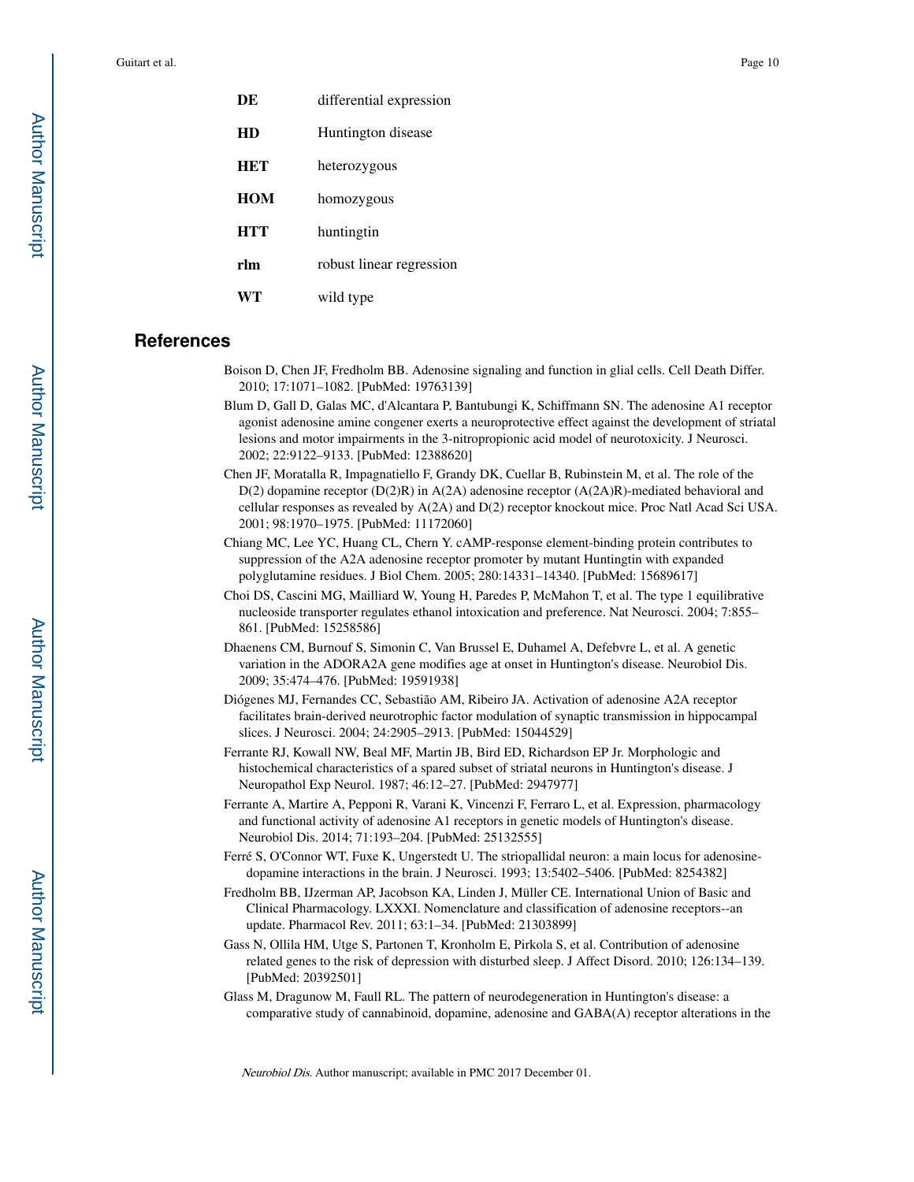| | |
|---|---|
| **DE** | differential expression |
| **HD** | Huntington disease |
| **HET** | heterozygous |
| **HOM** | homozygous |
| **HTT** | huntingtin |
| **rlm** | robust linear regression |
| **WT** | wild type |

## References

Boison D, Chen JF, Fredholm BB. Adenosine signaling and function in glial cells. Cell Death Differ. 2010; 17:1071–1082. [PubMed: 19763139]

Blum D, Gall D, Galas MC, d'Alcantara P, Bantubungi K, Schiffmann SN. The adenosine A1 receptor agonist adenosine amine congener exerts a neuroprotective effect against the development of striatal lesions and motor impairments in the 3-nitropropionic acid model of neurotoxicity. J Neurosci. 2002; 22:9122–9133. [PubMed: 12388620]

Chen JF, Moratalla R, Impagnatiello F, Grandy DK, Cuellar B, Rubinstein M, et al. The role of the D(2) dopamine receptor (D(2)R) in A(2A) adenosine receptor (A(2A)R)-mediated behavioral and cellular responses as revealed by A(2A) and D(2) receptor knockout mice. Proc Natl Acad Sci USA. 2001; 98:1970–1975. [PubMed: 11172060]

Chiang MC, Lee YC, Huang CL, Chern Y. cAMP-response element-binding protein contributes to suppression of the A2A adenosine receptor promoter by mutant Huntingtin with expanded polyglutamine residues. J Biol Chem. 2005; 280:14331–14340. [PubMed: 15689617]

Choi DS, Cascini MG, Mailliard W, Young H, Paredes P, McMahon T, et al. The type 1 equilibrative nucleoside transporter regulates ethanol intoxication and preference. Nat Neurosci. 2004; 7:855–861. [PubMed: 15258586]

Dhaenens CM, Burnouf S, Simonin C, Van Brussel E, Duhamel A, Defebvre L, et al. A genetic variation in the ADORA2A gene modifies age at onset in Huntington's disease. Neurobiol Dis. 2009; 35:474–476. [PubMed: 19591938]

Diógenes MJ, Fernandes CC, Sebastião AM, Ribeiro JA. Activation of adenosine A2A receptor facilitates brain-derived neurotrophic factor modulation of synaptic transmission in hippocampal slices. J Neurosci. 2004; 24:2905–2913. [PubMed: 15044529]

Ferrante RJ, Kowall NW, Beal MF, Martin JB, Bird ED, Richardson EP Jr. Morphologic and histochemical characteristics of a spared subset of striatal neurons in Huntington's disease. J Neuropathol Exp Neurol. 1987; 46:12–27. [PubMed: 2947977]

Ferrante A, Martire A, Pepponi R, Varani K, Vincenzi F, Ferraro L, et al. Expression, pharmacology and functional activity of adenosine A1 receptors in genetic models of Huntington's disease. Neurobiol Dis. 2014; 71:193–204. [PubMed: 25132555]

Ferré S, O'Connor WT, Fuxe K, Ungerstedt U. The striopallidal neuron: a main locus for adenosine-dopamine interactions in the brain. J Neurosci. 1993; 13:5402–5406. [PubMed: 8254382]

Fredholm BB, IJzerman AP, Jacobson KA, Linden J, Müller CE. International Union of Basic and Clinical Pharmacology. LXXXI. Nomenclature and classification of adenosine receptors--an update. Pharmacol Rev. 2011; 63:1–34. [PubMed: 21303899]

Gass N, Ollila HM, Utge S, Partonen T, Kronholm E, Pirkola S, et al. Contribution of adenosine related genes to the risk of depression with disturbed sleep. J Affect Disord. 2010; 126:134–139. [PubMed: 20392501]

Glass M, Dragunow M, Faull RL. The pattern of neurodegeneration in Huntington's disease: a comparative study of cannabinoid, dopamine, adenosine and GABA(A) receptor alterations in the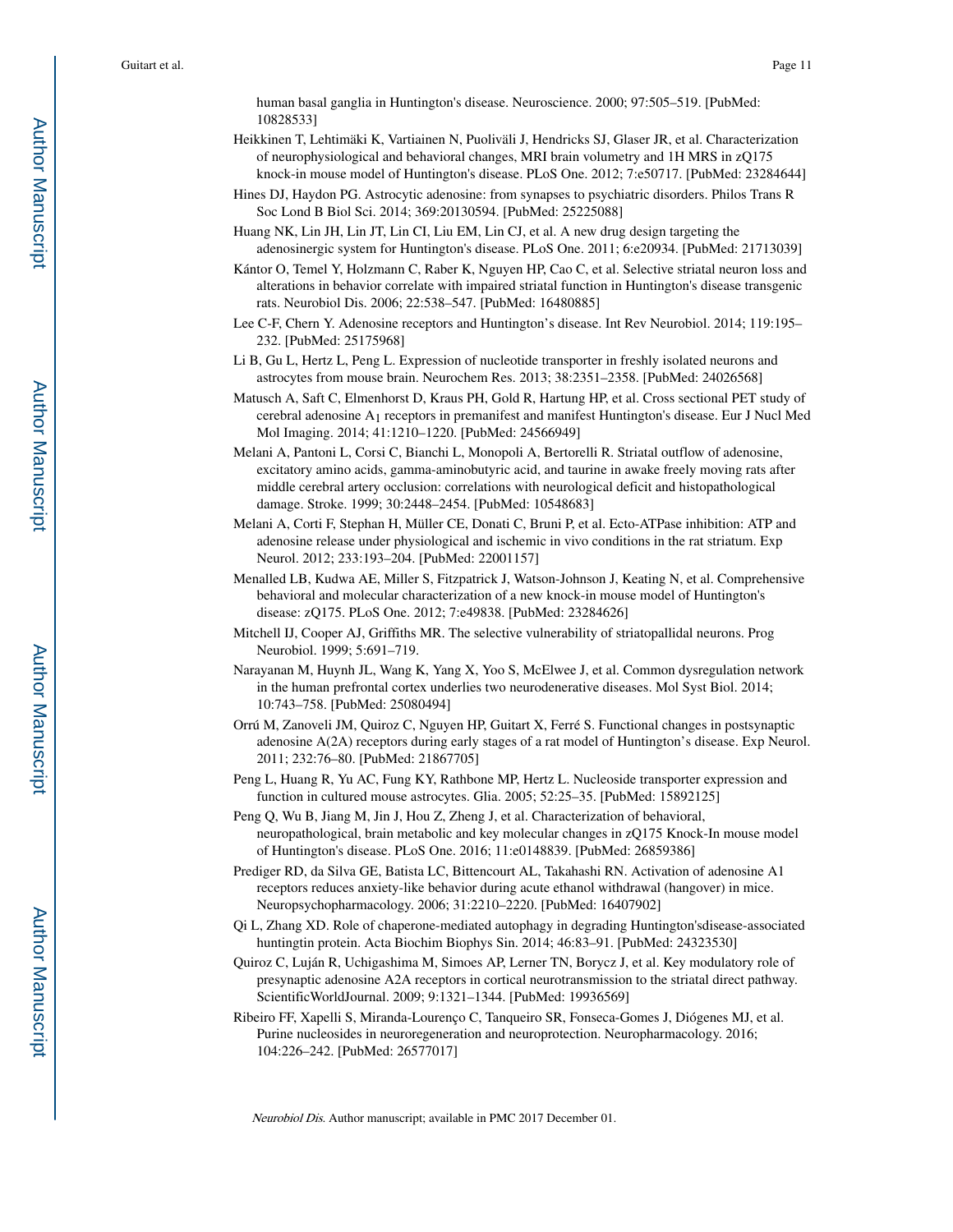human basal ganglia in Huntington's disease. Neuroscience. 2000; 97:505–519. [PubMed: 10828533]

Heikkinen T, Lehtimäki K, Vartiainen N, Puoliväli J, Hendricks SJ, Glaser JR, et al. Characterization of neurophysiological and behavioral changes, MRI brain volumetry and 1H MRS in zQ175 knock-in mouse model of Huntington's disease. PLoS One. 2012; 7:e50717. [PubMed: 23284644]

Hines DJ, Haydon PG. Astrocytic adenosine: from synapses to psychiatric disorders. Philos Trans R Soc Lond B Biol Sci. 2014; 369:20130594. [PubMed: 25225088]

Huang NK, Lin JH, Lin JT, Lin CI, Liu EM, Lin CJ, et al. A new drug design targeting the adenosinergic system for Huntington's disease. PLoS One. 2011; 6:e20934. [PubMed: 21713039]

Kántor O, Temel Y, Holzmann C, Raber K, Nguyen HP, Cao C, et al. Selective striatal neuron loss and alterations in behavior correlate with impaired striatal function in Huntington's disease transgenic rats. Neurobiol Dis. 2006; 22:538–547. [PubMed: 16480885]

Lee C-F, Chern Y. Adenosine receptors and Huntington's disease. Int Rev Neurobiol. 2014; 119:195–232. [PubMed: 25175968]

Li B, Gu L, Hertz L, Peng L. Expression of nucleotide transporter in freshly isolated neurons and astrocytes from mouse brain. Neurochem Res. 2013; 38:2351–2358. [PubMed: 24026568]

Matusch A, Saft C, Elmenhorst D, Kraus PH, Gold R, Hartung HP, et al. Cross sectional PET study of cerebral adenosine $A_1$ receptors in premanifest and manifest Huntington's disease. Eur J Nucl Med Mol Imaging. 2014; 41:1210–1220. [PubMed: 24566949]

Melani A, Pantoni L, Corsi C, Bianchi L, Monopoli A, Bertorelli R. Striatal outflow of adenosine, excitatory amino acids, gamma-aminobutyric acid, and taurine in awake freely moving rats after middle cerebral artery occlusion: correlations with neurological deficit and histopathological damage. Stroke. 1999; 30:2448–2454. [PubMed: 10548683]

Melani A, Corti F, Stephan H, Müller CE, Donati C, Bruni P, et al. Ecto-ATPase inhibition: ATP and adenosine release under physiological and ischemic in vivo conditions in the rat striatum. Exp Neurol. 2012; 233:193–204. [PubMed: 22001157]

Menalled LB, Kudwa AE, Miller S, Fitzpatrick J, Watson-Johnson J, Keating N, et al. Comprehensive behavioral and molecular characterization of a new knock-in mouse model of Huntington's disease: zQ175. PLoS One. 2012; 7:e49838. [PubMed: 23284626]

Mitchell IJ, Cooper AJ, Griffiths MR. The selective vulnerability of striatopallidal neurons. Prog Neurobiol. 1999; 5:691–719.

Narayanan M, Huynh JL, Wang K, Yang X, Yoo S, McElwee J, et al. Common dysregulation network in the human prefrontal cortex underlies two neurodegenerative diseases. Mol Syst Biol. 2014; 10:743–758. [PubMed: 25080494]

Orrú M, Zanoveli JM, Quiroz C, Nguyen HP, Guitart X, Ferré S. Functional changes in postsynaptic adenosine A(2A) receptors during early stages of a rat model of Huntington's disease. Exp Neurol. 2011; 232:76–80. [PubMed: 21867705]

Peng L, Huang R, Yu AC, Fung KY, Rathbone MP, Hertz L. Nucleoside transporter expression and function in cultured mouse astrocytes. Glia. 2005; 52:25–35. [PubMed: 15892125]

Peng Q, Wu B, Jiang M, Jin J, Hou Z, Zheng J, et al. Characterization of behavioral, neuropathological, brain metabolic and key molecular changes in zQ175 Knock-In mouse model of Huntington's disease. PLoS One. 2016; 11:e0148839. [PubMed: 26859386]

Prediger RD, da Silva GE, Batista LC, Bittencourt AL, Takahashi RN. Activation of adenosine A1 receptors reduces anxiety-like behavior during acute ethanol withdrawal (hangover) in mice. Neuropsychopharmacology. 2006; 31:2210–2220. [PubMed: 16407902]

Qi L, Zhang XD. Role of chaperone-mediated autophagy in degrading Huntington'sdisease-associated huntingtin protein. Acta Biochim Biophys Sin. 2014; 46:83–91. [PubMed: 24323530]

Quiroz C, Luján R, Uchigashima M, Simoes AP, Lerner TN, Borycz J, et al. Key modulatory role of presynaptic adenosine A2A receptors in cortical neurotransmission to the striatal direct pathway. ScientificWorldJournal. 2009; 9:1321–1344. [PubMed: 19936569]

Ribeiro FF, Xapelli S, Miranda-Lourenço C, Tanqueiro SR, Fonseca-Gomes J, Diógenes MJ, et al. Purine nucleosides in neuroregeneration and neuroprotection. Neuropharmacology. 2016; 104:226–242. [PubMed: 26577017]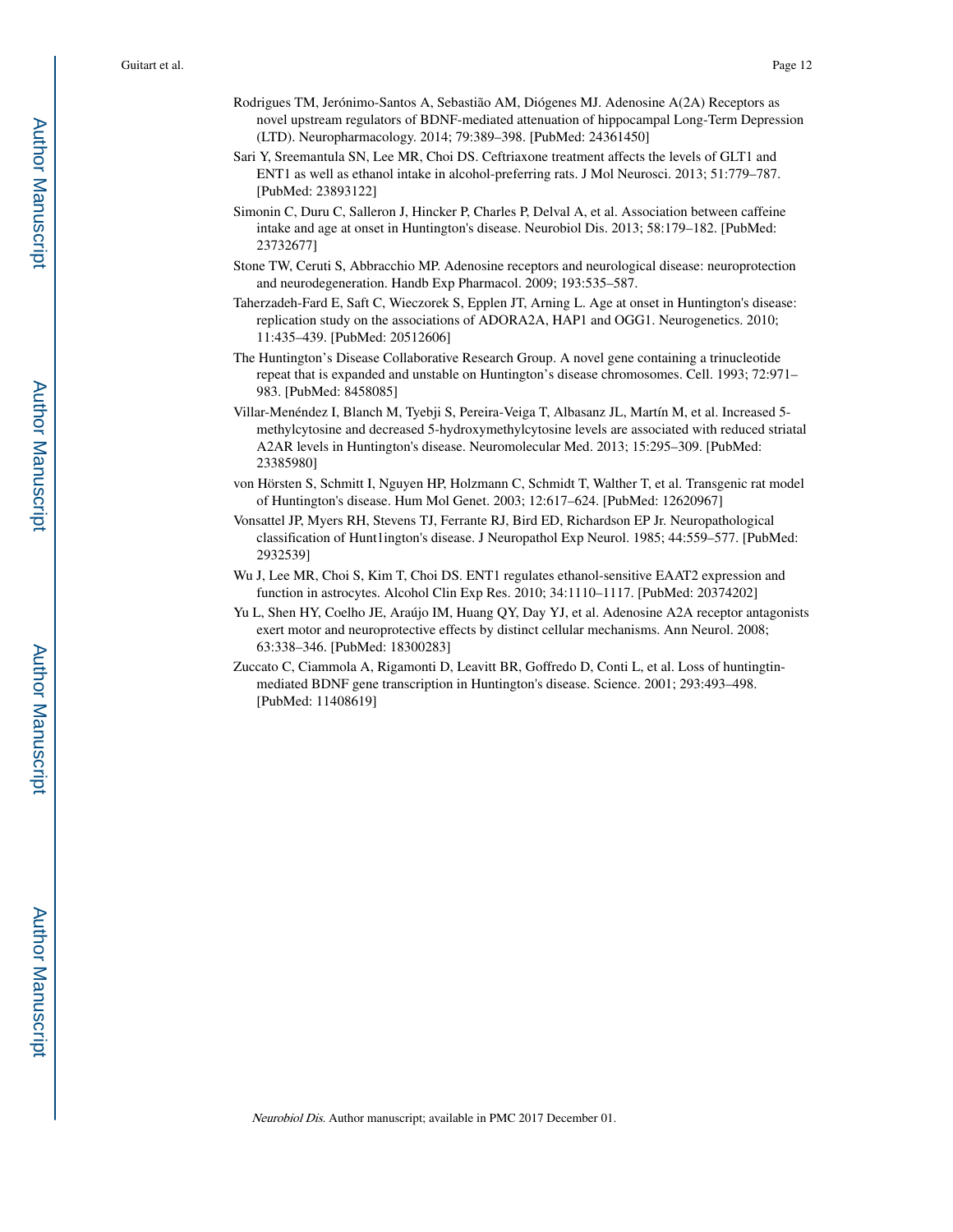Rodrigues TM, Jerónimo-Santos A, Sebastião AM, Diógenes MJ. Adenosine A(2A) Receptors as novel upstream regulators of BDNF-mediated attenuation of hippocampal Long-Term Depression (LTD). Neuropharmacology. 2014; 79:389–398. [PubMed: 24361450]

Sari Y, Sreemantula SN, Lee MR, Choi DS. Ceftriaxone treatment affects the levels of GLT1 and ENT1 as well as ethanol intake in alcohol-preferring rats. J Mol Neurosci. 2013; 51:779–787. [PubMed: 23893122]

Simonin C, Duru C, Salleron J, Hincker P, Charles P, Delval A, et al. Association between caffeine intake and age at onset in Huntington's disease. Neurobiol Dis. 2013; 58:179–182. [PubMed: 23732677]

Stone TW, Ceruti S, Abbracchio MP. Adenosine receptors and neurological disease: neuroprotection and neurodegeneration. Handb Exp Pharmacol. 2009; 193:535–587.

Taherzadeh-Fard E, Saft C, Wieczorek S, Epplen JT, Arning L. Age at onset in Huntington's disease: replication study on the associations of ADORA2A, HAP1 and OGG1. Neurogenetics. 2010; 11:435–439. [PubMed: 20512606]

The Huntington's Disease Collaborative Research Group. A novel gene containing a trinucleotide repeat that is expanded and unstable on Huntington's disease chromosomes. Cell. 1993; 72:971–983. [PubMed: 8458085]

Villar-Menéndez I, Blanch M, Tyebji S, Pereira-Veiga T, Albasanz JL, Martín M, et al. Increased 5-methylcytosine and decreased 5-hydroxymethylcytosine levels are associated with reduced striatal A2AR levels in Huntington's disease. Neuromolecular Med. 2013; 15:295–309. [PubMed: 23385980]

von Hörsten S, Schmitt I, Nguyen HP, Holzmann C, Schmidt T, Walther T, et al. Transgenic rat model of Huntington's disease. Hum Mol Genet. 2003; 12:617–624. [PubMed: 12620967]

Vonsattel JP, Myers RH, Stevens TJ, Ferrante RJ, Bird ED, Richardson EP Jr. Neuropathological classification of Hunt1ington's disease. J Neuropathol Exp Neurol. 1985; 44:559–577. [PubMed: 2932539]

Wu J, Lee MR, Choi S, Kim T, Choi DS. ENT1 regulates ethanol-sensitive EAAT2 expression and function in astrocytes. Alcohol Clin Exp Res. 2010; 34:1110–1117. [PubMed: 20374202]

Yu L, Shen HY, Coelho JE, Araújo IM, Huang QY, Day YJ, et al. Adenosine A2A receptor antagonists exert motor and neuroprotective effects by distinct cellular mechanisms. Ann Neurol. 2008; 63:338–346. [PubMed: 18300283]

Zuccato C, Ciammola A, Rigamonti D, Leavitt BR, Goffredo D, Conti L, et al. Loss of huntingtin-mediated BDNF gene transcription in Huntington's disease. Science. 2001; 293:493–498. [PubMed: 11408619]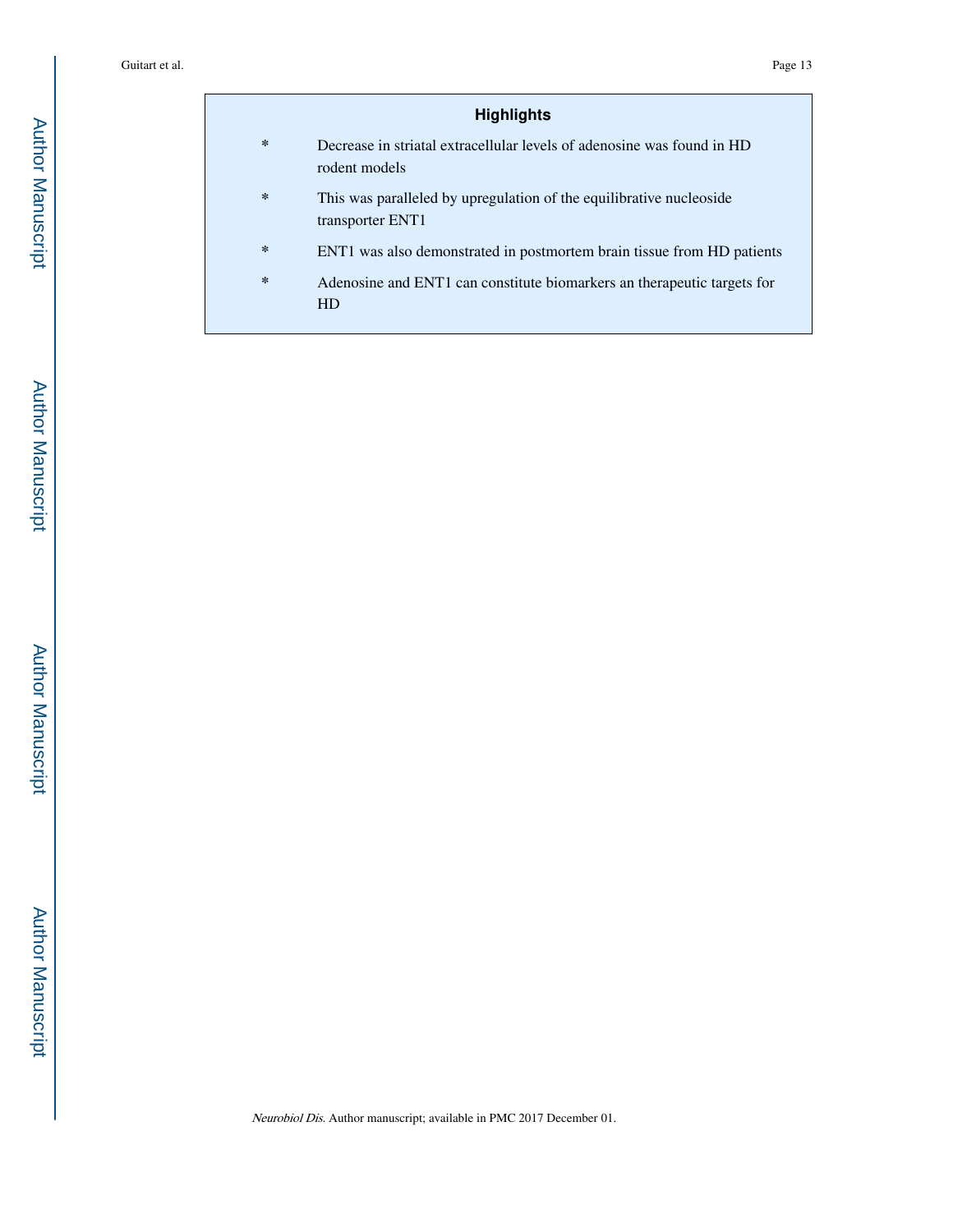## Highlights

* Decrease in striatal extracellular levels of adenosine was found in HD rodent models
* This was paralleled by upregulation of the equilibrative nucleoside transporter ENT1
* ENT1 was also demonstrated in postmortem brain tissue from HD patients
* Adenosine and ENT1 can constitute biomarkers an therapeutic targets for HD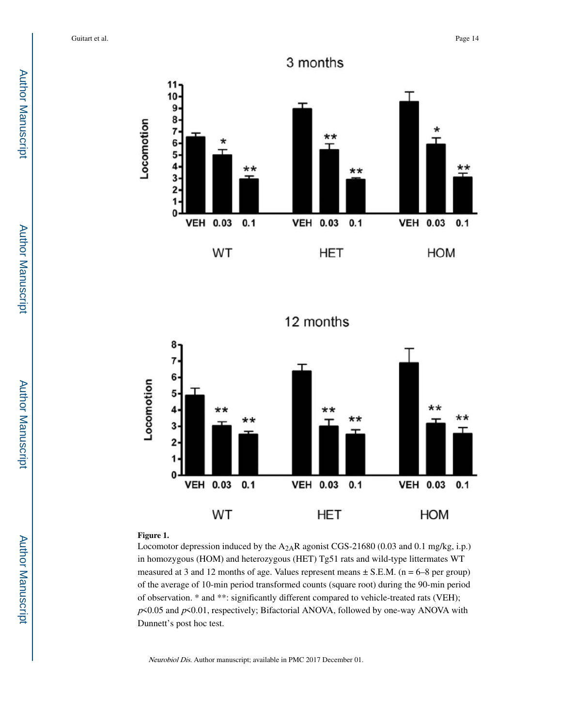**Figure 1.**

Locomotor depression induced by the $A_{2A}R$ agonist CGS-21680 (0.03 and 0.1 mg/kg, i.p.) in homozygous (HOM) and heterozygous (HET) Tg51 rats and wild-type littermates WT measured at 3 and 12 months of age. Values represent means ± S.E.M. (n = 6–8 per group) of the average of 10-min period transformed counts (square root) during the 90-min period of observation. * and **: significantly different compared to vehicle-treated rats (VEH); $p<0.05$ and $p<0.01$, respectively; Bifactorial ANOVA, followed by one-way ANOVA with Dunnett's post hoc test.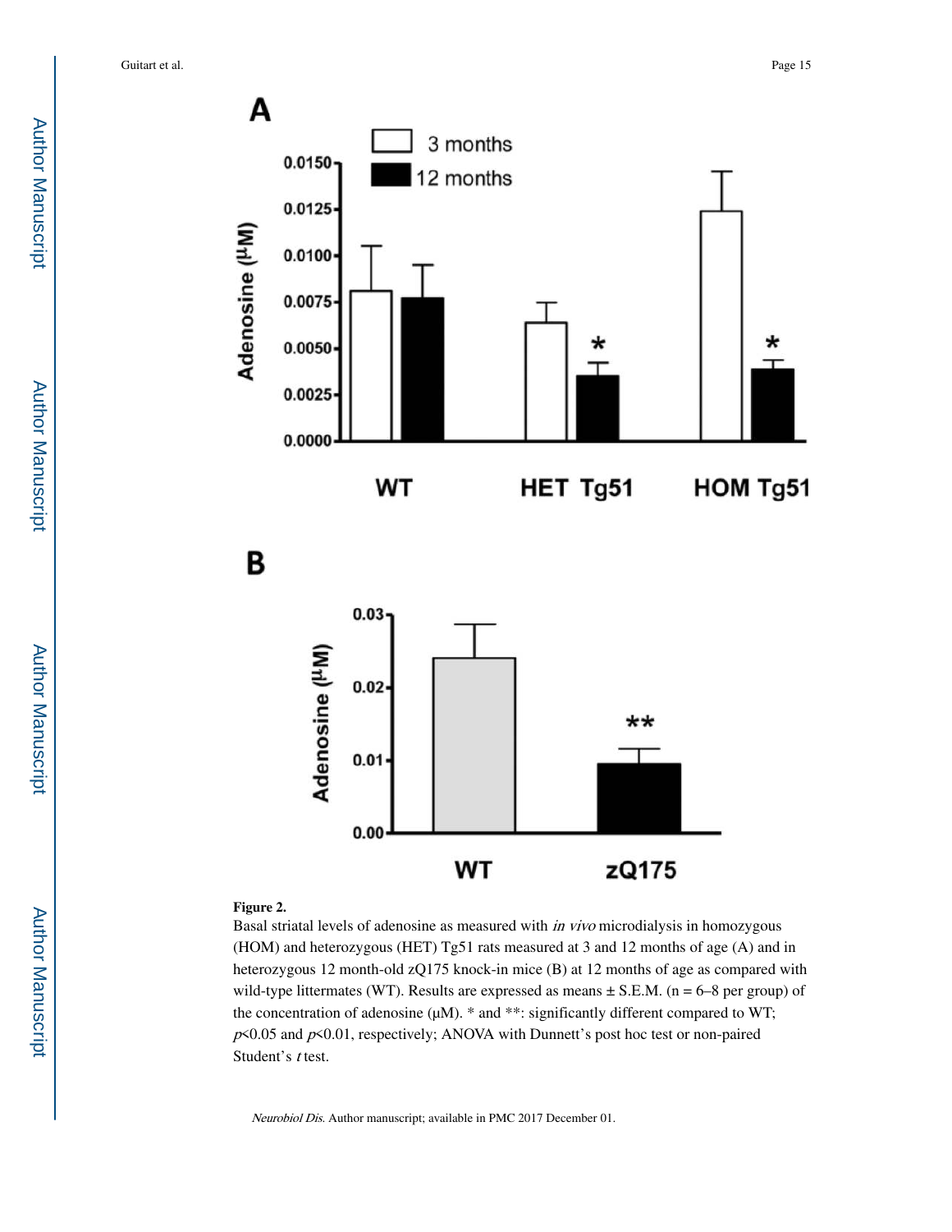**Figure 2.**

Basal striatal levels of adenosine as measured with *in vivo* microdialysis in homozygous (HOM) and heterozygous (HET) Tg51 rats measured at 3 and 12 months of age (A) and in heterozygous 12 month-old zQ175 knock-in mice (B) at 12 months of age as compared with wild-type littermates (WT). Results are expressed as means ± S.E.M. (n = 6–8 per group) of the concentration of adenosine (μM). * and **: significantly different compared to WT; $p$<0.05 and $p$<0.01, respectively; ANOVA with Dunnett's post hoc test or non-paired Student's $t$ test.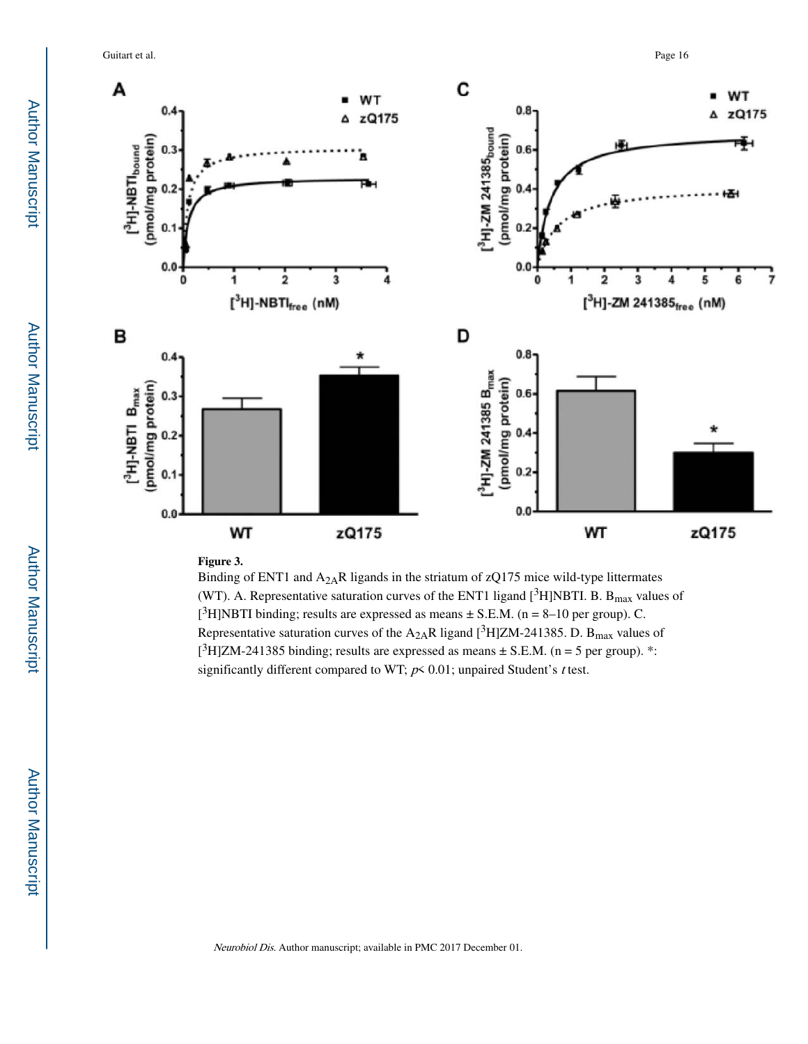**Figure 3.**

Binding of ENT1 and $A_{2A}R$ ligands in the striatum of zQ175 mice wild-type littermates (WT). A. Representative saturation curves of the ENT1 ligand [$^{3}$H]NBTI. B. $B_{max}$ values of [$^{3}$H]NBTI binding; results are expressed as means ± S.E.M. (n = 8–10 per group). C. Representative saturation curves of the $A_{2A}R$ ligand [$^{3}$H]ZM-241385. D. $B_{max}$ values of [$^{3}$H]ZM-241385 binding; results are expressed as means ± S.E.M. (n = 5 per group). *: significantly different compared to WT; $p < 0.01$; unpaired Student's *t* test.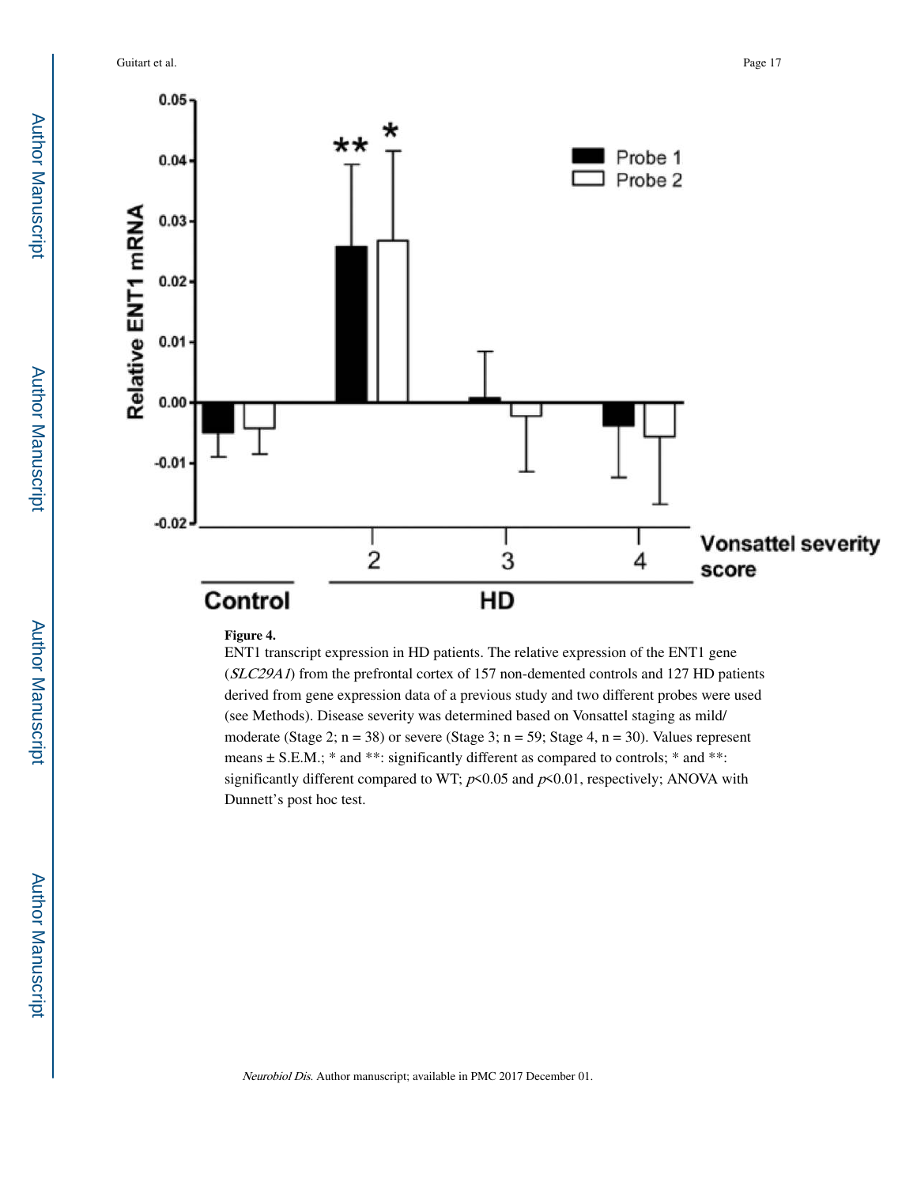**Figure 4.**

ENT1 transcript expression in HD patients. The relative expression of the ENT1 gene (*SLC29A1*) from the prefrontal cortex of 157 non-demented controls and 127 HD patients derived from gene expression data of a previous study and two different probes were used (see Methods). Disease severity was determined based on Vonsattel staging as mild/moderate (Stage 2; n = 38) or severe (Stage 3; n = 59; Stage 4, n = 30). Values represent means ± S.E.M.; * and **: significantly different as compared to controls; * and **: significantly different compared to WT; $p<0.05$ and $p<0.01$, respectively; ANOVA with Dunnett's post hoc test.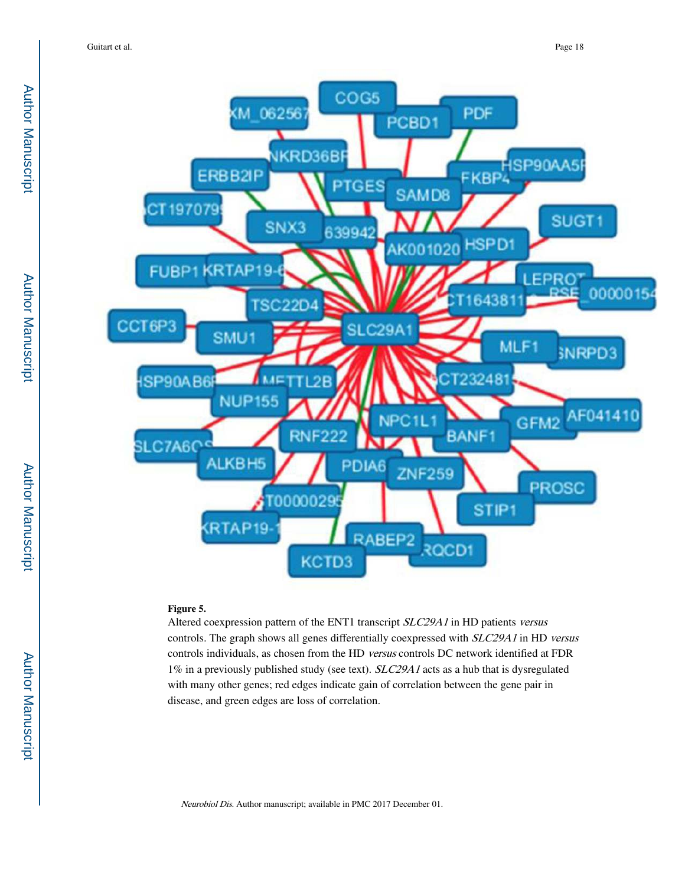**Figure 5.**

Altered coexpression pattern of the ENT1 transcript *SLC29A1* in HD patients *versus* controls. The graph shows all genes differentially coexpressed with *SLC29A1* in HD *versus* controls individuals, as chosen from the HD *versus* controls DC network identified at FDR 1% in a previously published study (see text). *SLC29A1* acts as a hub that is dysregulated with many other genes; red edges indicate gain of correlation between the gene pair in disease, and green edges are loss of correlation.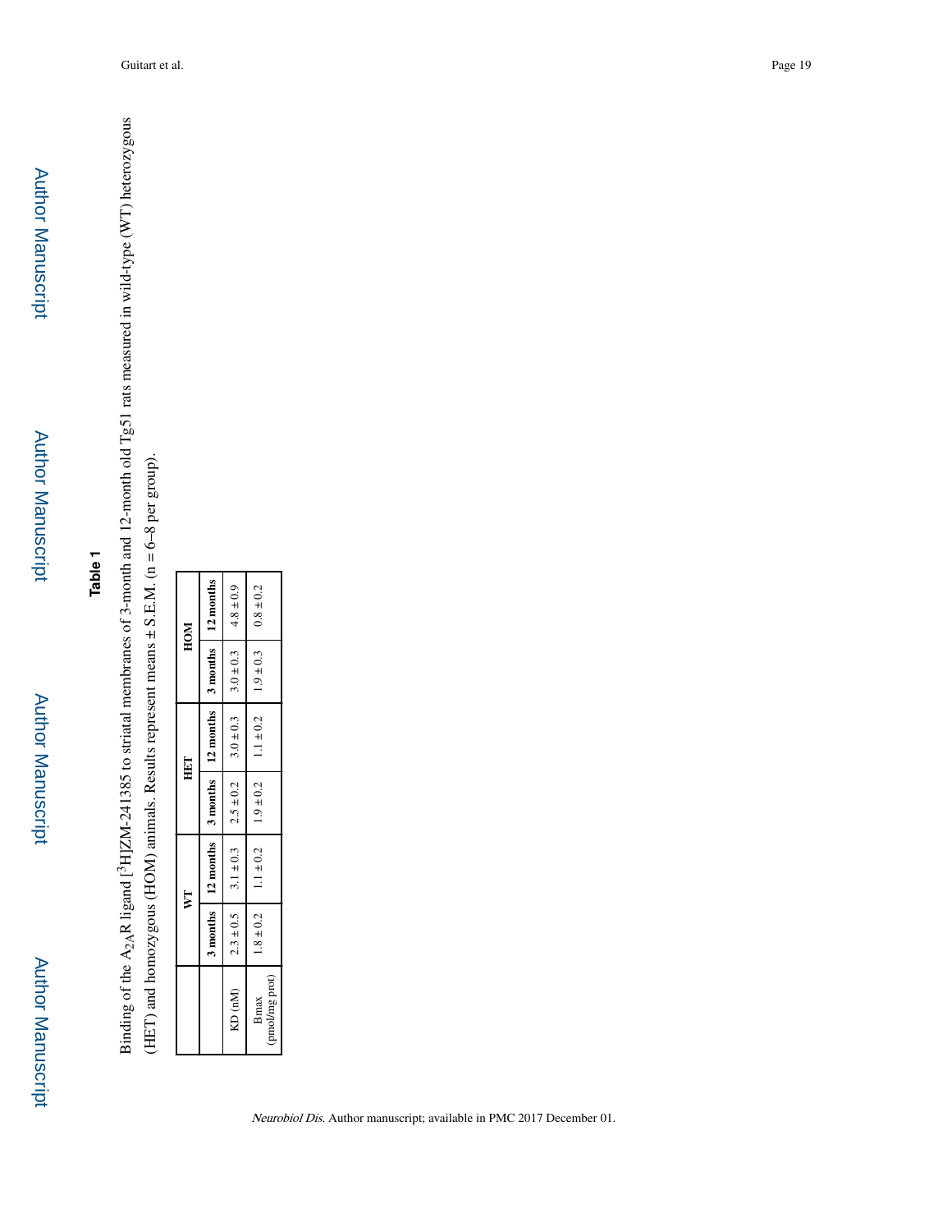## Table 1

Binding of the $A_{2A}R$ ligand [$^{3}$H]ZM-241385 to striatal membranes of 3-month and 12-month old Tg51 rats measured in wild-type (WT) heterozygous (HET) and homozygous (HOM) animals. Results represent means ± S.E.M. (n = 6–8 per group).

| | WT | | HET | | HOM | |
|---|---|---|---|---|---|---|
| | **3 months** | **12 months** | **3 months** | **12 months** | **3 months** | **12 months** |
| KD (nM) | 2.3 ± 0.5 | 3.1 ± 0.3 | 2.5 ± 0.2 | 3.0 ± 0.3 | 3.0 ± 0.3 | 4.8 ± 0.9 |
| Bmax (pmol/mg prot) | 1.8 ± 0.2 | 1.1 ± 0.2 | 1.9 ± 0.2 | 1.1 ± 0.2 | 1.9 ± 0.3 | 0.8 ± 0.2 |